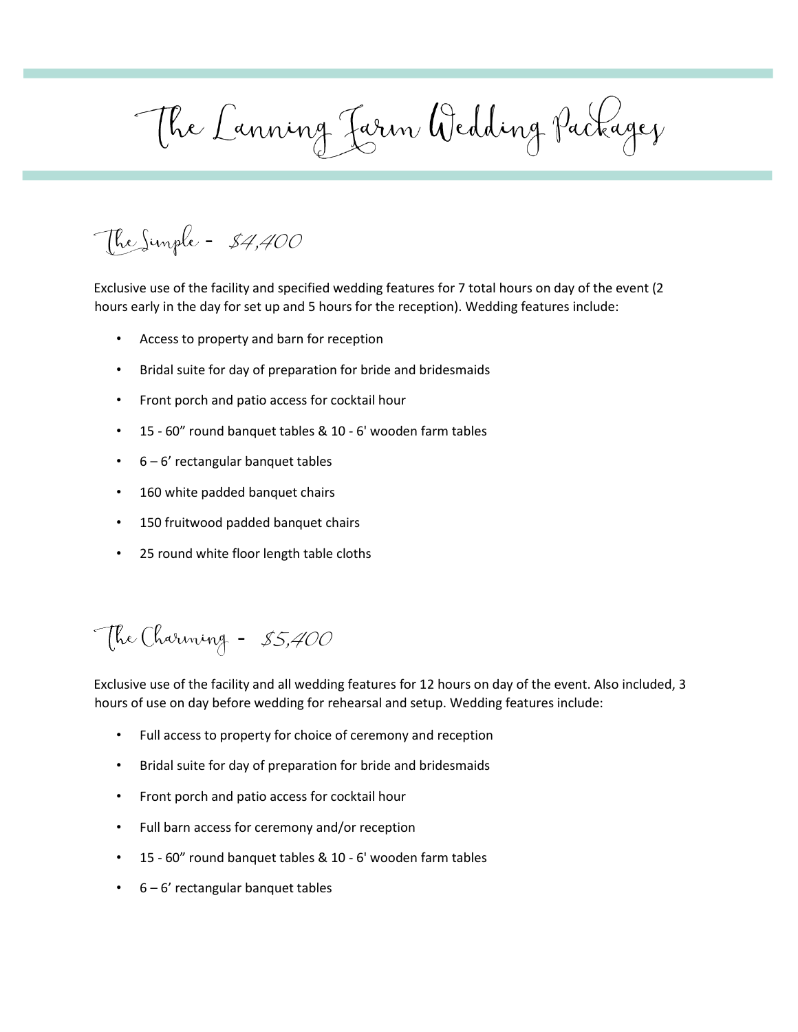# The Lanning Farm Wedding Packages

## The Simple - $4,400

Exclusive use of the facility and specified wedding features for 7 total hours on day of the event (2 hours early in the day for set up and 5 hours for the reception). Wedding features include:

- Access to property and barn for reception
- Bridal suite for day of preparation for bride and bridesmaids
- Front porch and patio access for cocktail hour
- 15 - 60" round banquet tables & 10 - 6' wooden farm tables
- 6 – 6' rectangular banquet tables
- 160 white padded banquet chairs
- 150 fruitwood padded banquet chairs
- 25 round white floor length table cloths

## The Charming - $5,400

Exclusive use of the facility and all wedding features for 12 hours on day of the event. Also included, 3 hours of use on day before wedding for rehearsal and setup. Wedding features include:

- Full access to property for choice of ceremony and reception
- Bridal suite for day of preparation for bride and bridesmaids
- Front porch and patio access for cocktail hour
- Full barn access for ceremony and/or reception
- 15 - 60" round banquet tables & 10 - 6' wooden farm tables
- 6 – 6' rectangular banquet tables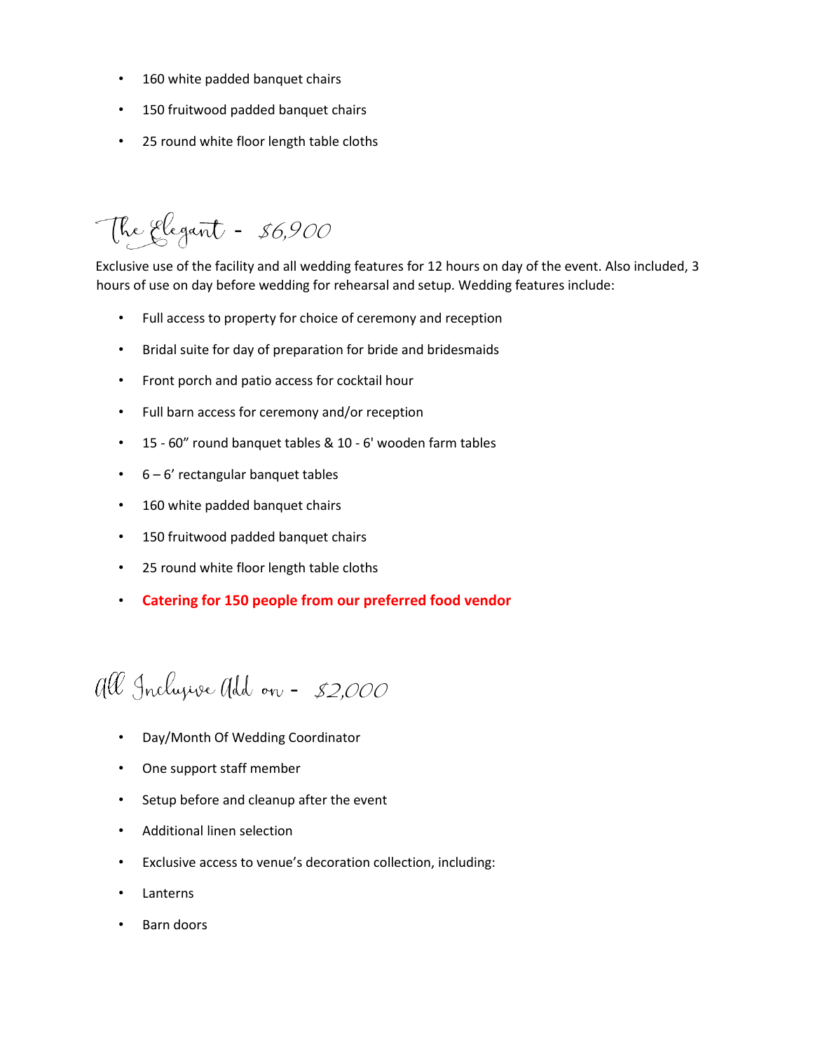- 160 white padded banquet chairs
- 150 fruitwood padded banquet chairs
- 25 round white floor length table cloths

## The Elegant - $6,900

Exclusive use of the facility and all wedding features for 12 hours on day of the event. Also included, 3 hours of use on day before wedding for rehearsal and setup. Wedding features include:

- Full access to property for choice of ceremony and reception
- Bridal suite for day of preparation for bride and bridesmaids
- Front porch and patio access for cocktail hour
- Full barn access for ceremony and/or reception
- 15 - 60" round banquet tables & 10 - 6' wooden farm tables
- 6 – 6' rectangular banquet tables
- 160 white padded banquet chairs
- 150 fruitwood padded banquet chairs
- 25 round white floor length table cloths
- **Catering for 150 people from our preferred food vendor**

## All Inclusive Add on - $2,000

- Day/Month Of Wedding Coordinator
- One support staff member
- Setup before and cleanup after the event
- Additional linen selection
- Exclusive access to venue's decoration collection, including:
- Lanterns
- Barn doors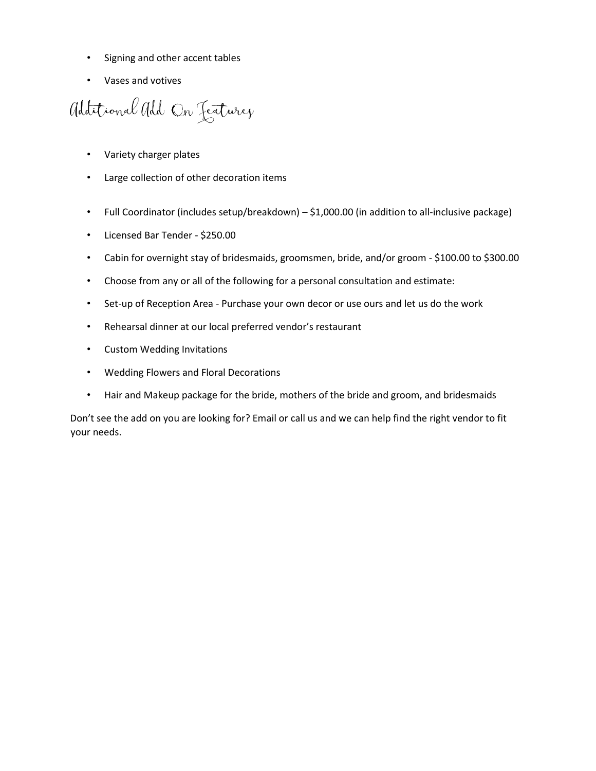- Signing and other accent tables
- Vases and votives

## Additional Add On Features

- Variety charger plates
- Large collection of other decoration items

- Full Coordinator (includes setup/breakdown) – $1,000.00 (in addition to all-inclusive package)
- Licensed Bar Tender - $250.00
- Cabin for overnight stay of bridesmaids, groomsmen, bride, and/or groom - $100.00 to $300.00
- Choose from any or all of the following for a personal consultation and estimate:
- Set-up of Reception Area - Purchase your own decor or use ours and let us do the work
- Rehearsal dinner at our local preferred vendor's restaurant
- Custom Wedding Invitations
- Wedding Flowers and Floral Decorations
- Hair and Makeup package for the bride, mothers of the bride and groom, and bridesmaids

Don't see the add on you are looking for? Email or call us and we can help find the right vendor to fit your needs.